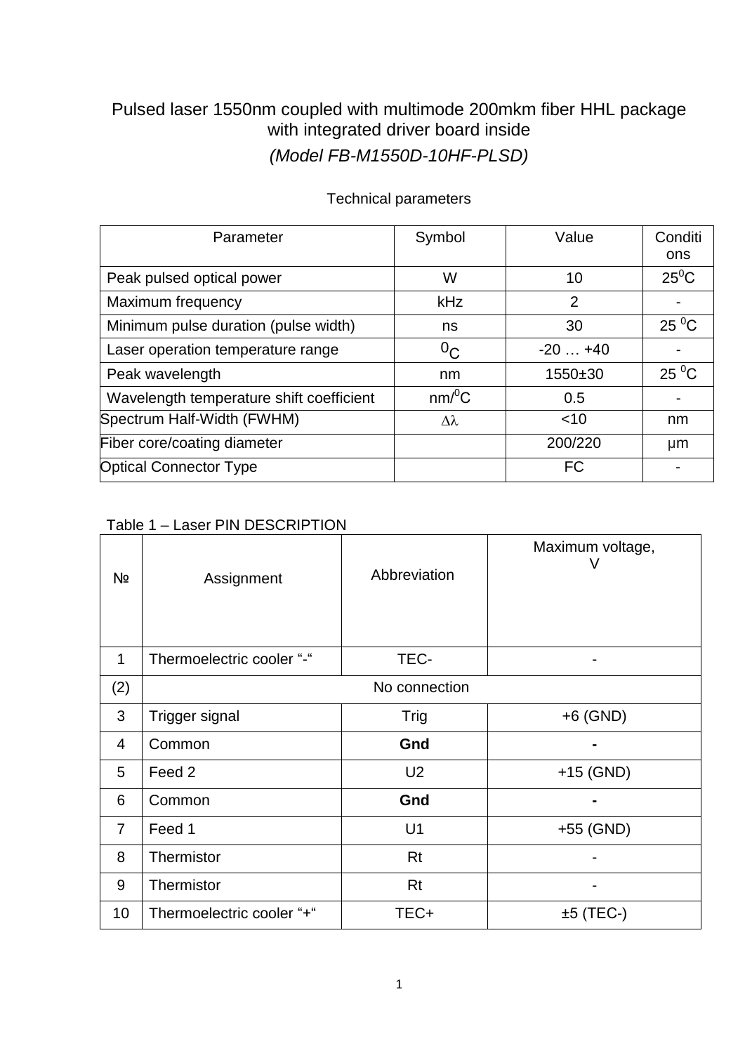# Pulsed laser 1550nm coupled with multimode 200mkm fiber HHL package with integrated driver board inside

*(Model FB-M1550D-10HF-PLSD)*

Technical parameters

| Parameter | Symbol | Value | Conditions |
|---|---|---|---|
| Peak pulsed optical power | W | 10 | $25^0$C |
| Maximum frequency | kHz | 2 | - |
| Minimum pulse duration (pulse width) | ns | 30 | 25 $^0$C |
| Laser operation temperature range | $^0$C | -20 … +40 | - |
| Peak wavelength | nm | 1550±30 | 25 $^0$C |
| Wavelength temperature shift coefficient | nm/$^0$C | 0.5 | - |
| Spectrum Half-Width (FWHM) | $\Delta\lambda$ | <10 | nm |
| Fiber core/coating diameter | | 200/220 | μm |
| Optical Connector Type | | FC | - |

Table 1 – Laser PIN DESCRIPTION

| № | Assignment | Abbreviation | Maximum voltage, V |
|---|---|---|---|
| 1 | Thermoelectric cooler "-" | TEC- | - |
| (2) | No connection | | |
| 3 | Trigger signal | Trig | +6 (GND) |
| 4 | Common | **Gnd** | **-** |
| 5 | Feed 2 | U2 | +15 (GND) |
| 6 | Common | **Gnd** | **-** |
| 7 | Feed 1 | U1 | +55 (GND) |
| 8 | Thermistor | Rt | - |
| 9 | Thermistor | Rt | - |
| 10 | Thermoelectric cooler "+" | TEC+ | ±5 (TEC-) |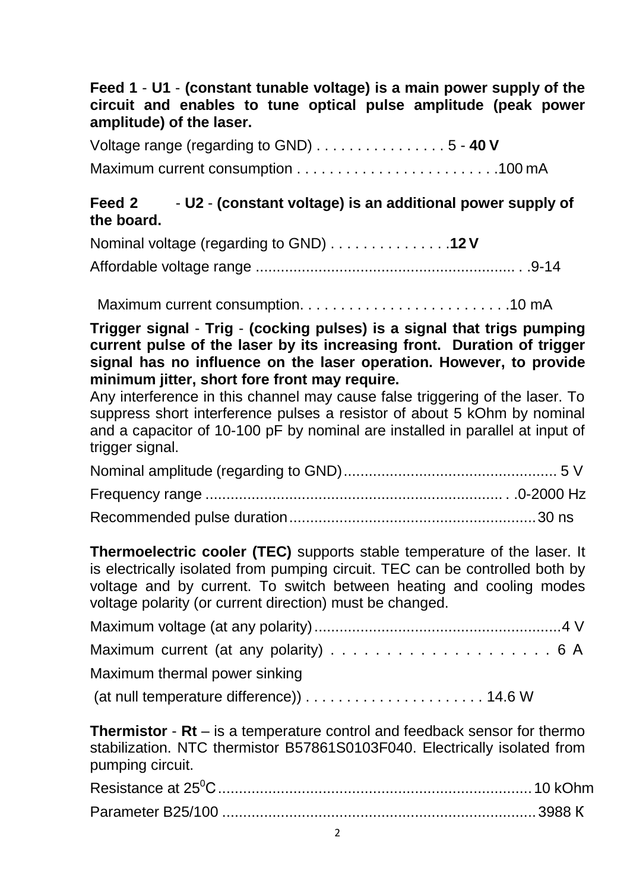**Feed 1** - **U1** - **(constant tunable voltage) is a main power supply of the circuit and enables to tune optical pulse amplitude (peak power amplitude) of the laser.**

Voltage range (regarding to GND) . . . . . . . . . . . . . . . . 5 - **40 V**

Maximum current consumption . . . . . . . . . . . . . . . . . . . . . . . . .100 mA

**Feed 2** - **U2** - **(constant voltage) is an additional power supply of the board.**

Nominal voltage (regarding to GND) . . . . . . . . . . . . . . .**12 V**

Affordable voltage range ............................................................ . .9-14

Maximum current consumption. . . . . . . . . . . . . . . . . . . . . . . . . .10 mA

**Trigger signal** - **Trig** - **(cocking pulses) is a signal that trigs pumping current pulse of the laser by its increasing front. Duration of trigger signal has no influence on the laser operation. However, to provide minimum jitter, short fore front may require.**

Any interference in this channel may cause false triggering of the laser. To suppress short interference pulses a resistor of about 5 kOhm by nominal and a capacitor of 10-100 pF by nominal are installed in parallel at input of trigger signal.

Nominal amplitude (regarding to GND).................................................. 5 V

Frequency range ...................................................................... . .0-2000 Hz

Recommended pulse duration..........................................................30 ns

**Thermoelectric cooler (TEC)** supports stable temperature of the laser. It is electrically isolated from pumping circuit. TEC can be controlled both by voltage and by current. To switch between heating and cooling modes voltage polarity (or current direction) must be changed.

Maximum voltage (at any polarity)..........................................................4 V

Maximum current (at any polarity) . . . . . . . . . . . . . . . . . . . . 6 A

Maximum thermal power sinking

(at null temperature difference)) . . . . . . . . . . . . . . . . . . . . . . 14.6 W

**Thermistor** - **Rt** – is a temperature control and feedback sensor for thermo stabilization. NTC thermistor B57861S0103F040. Electrically isolated from pumping circuit.

Resistance at $25^0$C..........................................................................10 kOhm

Parameter B25/100 ..........................................................................3988 K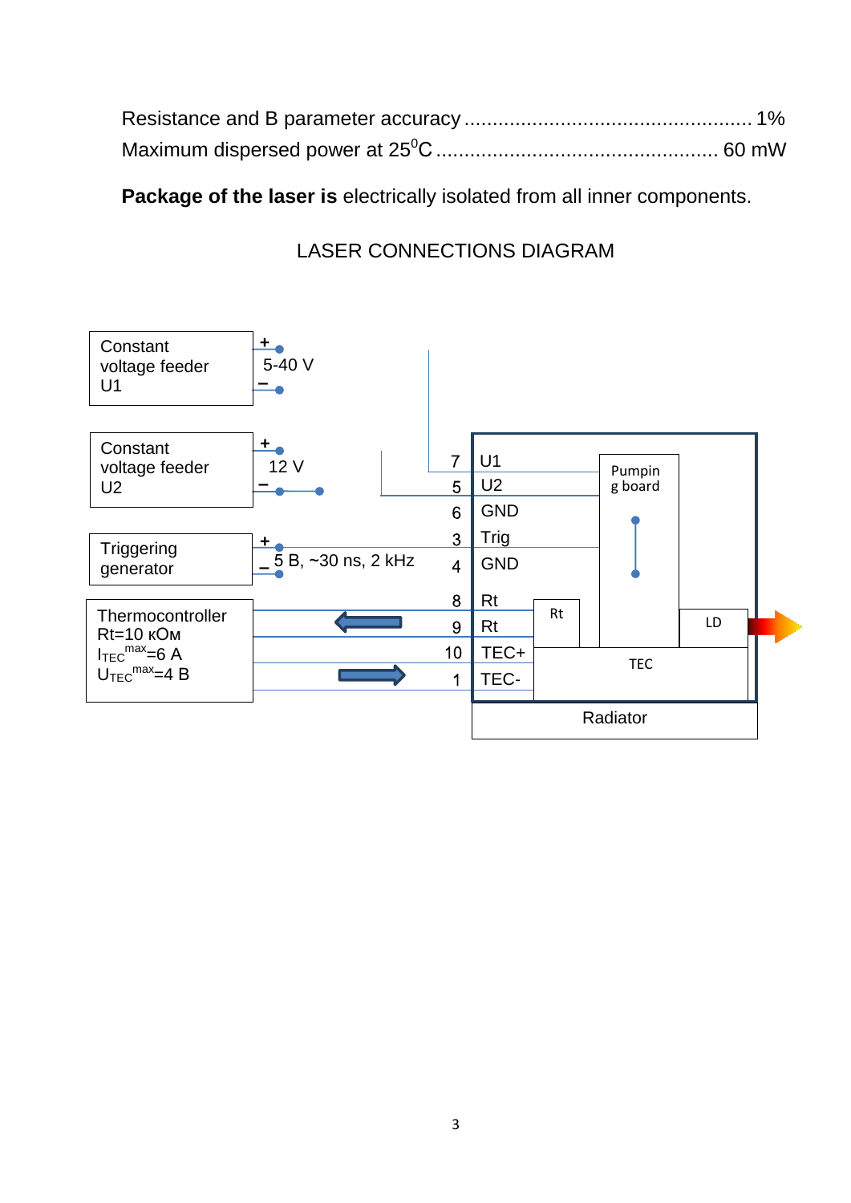Resistance and B parameter accuracy .................................................. 1%

Maximum dispersed power at 25$^0$C ................................................ 60 mW

**Package of the laser is** electrically isolated from all inner components.

LASER CONNECTIONS DIAGRAM

Constant voltage feeder U1

+

5-40 V

–

Constant voltage feeder U2

+

12 V

–

Triggering generator

+

5 B, ~30 ns, 2 kHz

–

Thermocontroller

Rt=10 кОм

$I_{TEC}^{max}$=6 A

$U_{TEC}^{max}$=4 B

7 U1

5 U2

6 GND

3 Trig

4 GND

8 Rt

9 Rt

10 TEC+

1 TEC-

Pumping board

Rt

LD

TEC

Radiator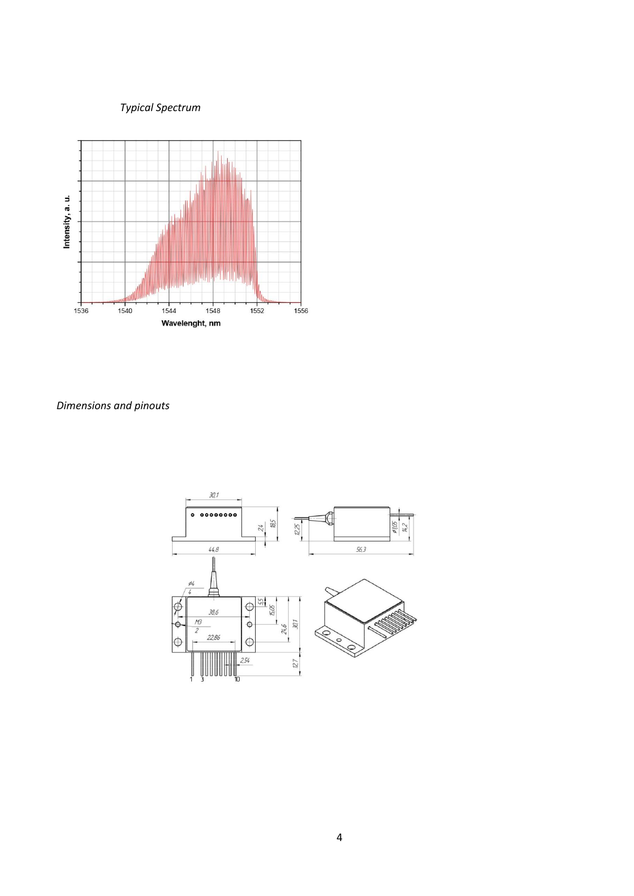*Typical Spectrum*

Intensity, a. u.

1536
1540
1544
1548
1552
1556

Wavelenght, nm

*Dimensions and pinouts*

30,1
2,4
18,5
44,8
12,25
56,3
ø1,05
14,2
ø4
4
38,6
M3
2
22,86
5,5
15,05
24,6
30,1
2,54
12,7
1
3
10